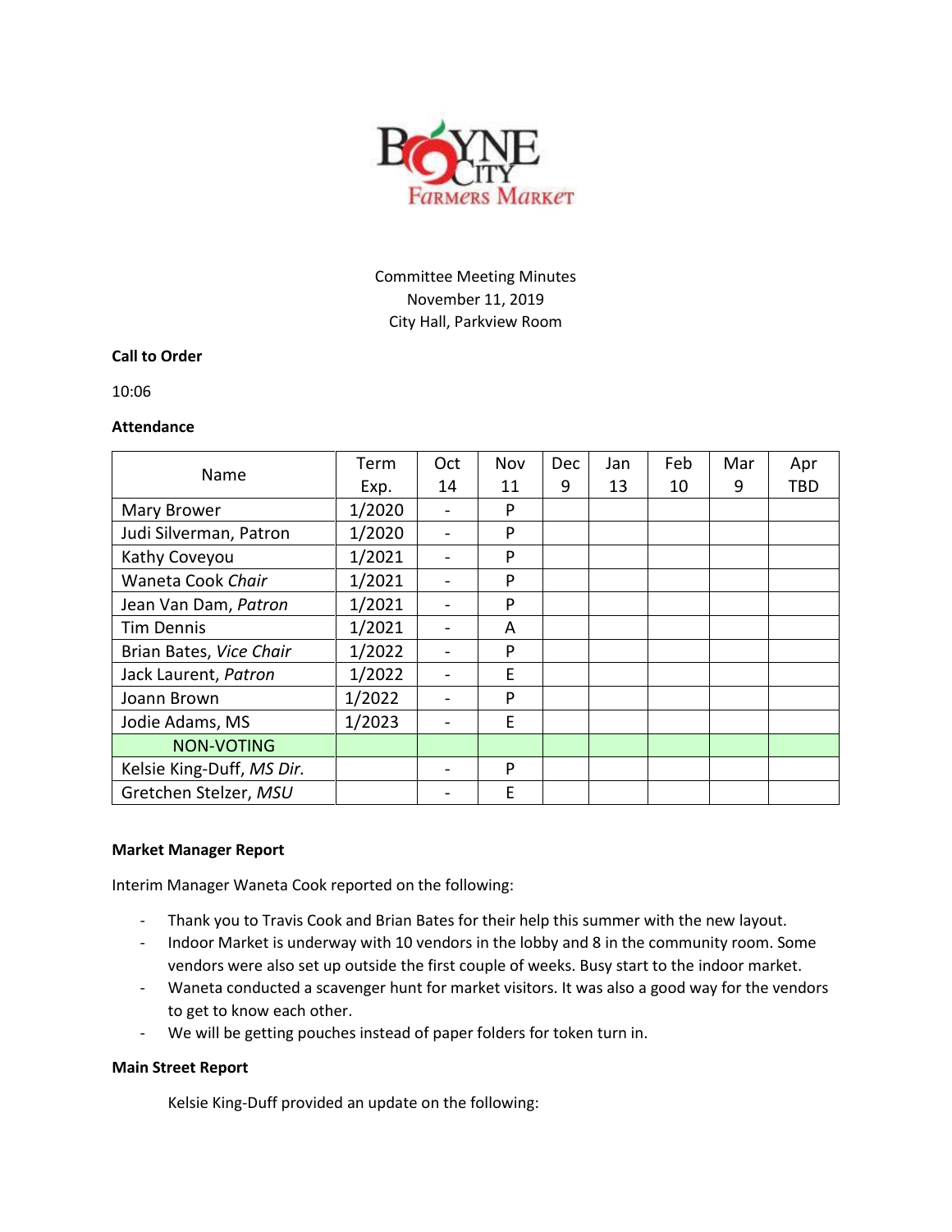Boyne City Farmers Market

Committee Meeting Minutes
November 11, 2019
City Hall, Parkview Room

**Call to Order**

10:06

**Attendance**

| Name | Term Exp. | Oct 14 | Nov 11 | Dec 9 | Jan 13 | Feb 10 | Mar 9 | Apr TBD |
|---|---|---|---|---|---|---|---|---|
| Mary Brower | 1/2020 | - | P | | | | | |
| Judi Silverman, Patron | 1/2020 | - | P | | | | | |
| Kathy Coveyou | 1/2021 | - | P | | | | | |
| Waneta Cook *Chair* | 1/2021 | - | P | | | | | |
| Jean Van Dam, *Patron* | 1/2021 | - | P | | | | | |
| Tim Dennis | 1/2021 | - | A | | | | | |
| Brian Bates, *Vice Chair* | 1/2022 | - | P | | | | | |
| Jack Laurent, *Patron* | 1/2022 | - | E | | | | | |
| Joann Brown | 1/2022 | - | P | | | | | |
| Jodie Adams, MS | 1/2023 | - | E | | | | | |
| NON-VOTING | | | | | | | | |
| Kelsie King-Duff, *MS Dir.* | | - | P | | | | | |
| Gretchen Stelzer, *MSU* | | - | E | | | | | |

**Market Manager Report**

Interim Manager Waneta Cook reported on the following:

- Thank you to Travis Cook and Brian Bates for their help this summer with the new layout.
- Indoor Market is underway with 10 vendors in the lobby and 8 in the community room. Some vendors were also set up outside the first couple of weeks. Busy start to the indoor market.
- Waneta conducted a scavenger hunt for market visitors. It was also a good way for the vendors to get to know each other.
- We will be getting pouches instead of paper folders for token turn in.

**Main Street Report**

Kelsie King-Duff provided an update on the following: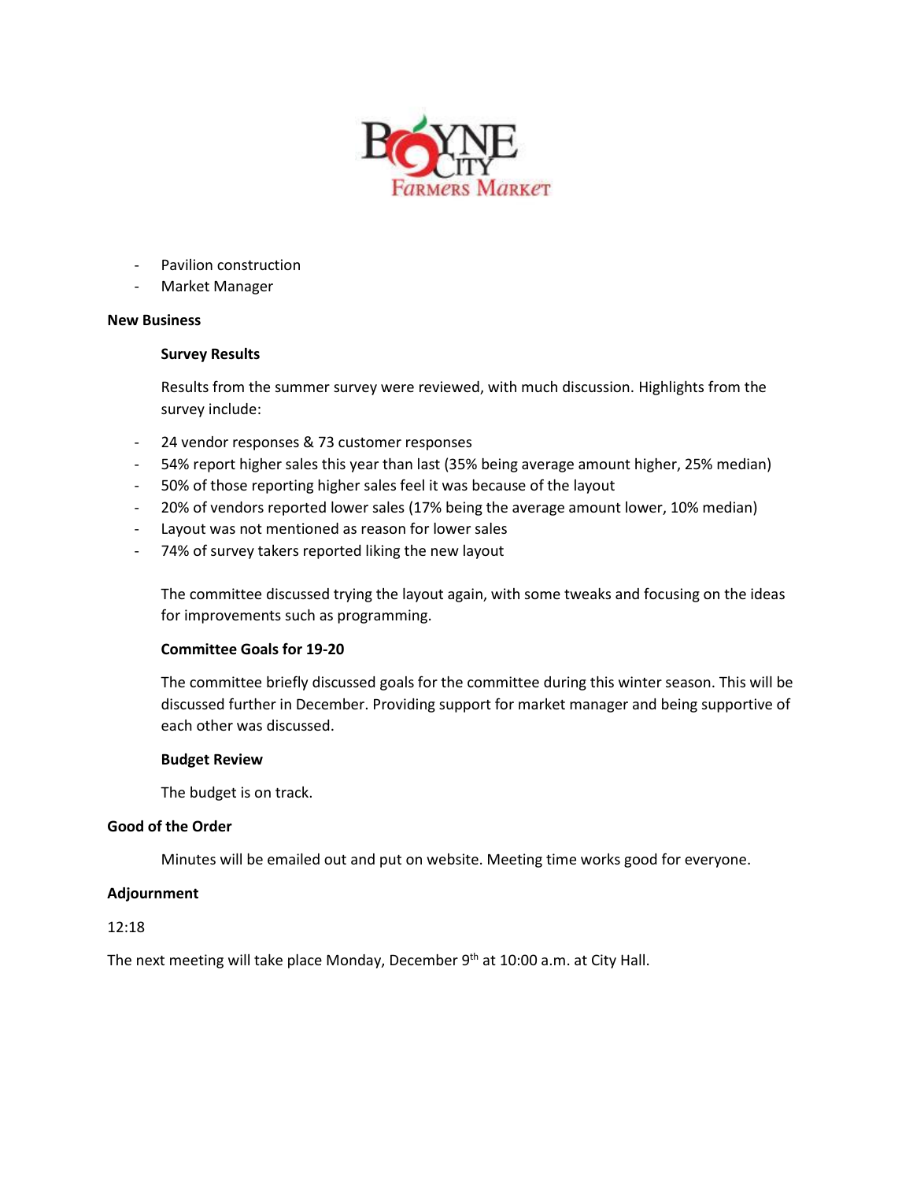- Pavilion construction
- Market Manager

**New Business**

**Survey Results**

Results from the summer survey were reviewed, with much discussion. Highlights from the survey include:

- 24 vendor responses & 73 customer responses
- 54% report higher sales this year than last (35% being average amount higher, 25% median)
- 50% of those reporting higher sales feel it was because of the layout
- 20% of vendors reported lower sales (17% being the average amount lower, 10% median)
- Layout was not mentioned as reason for lower sales
- 74% of survey takers reported liking the new layout

The committee discussed trying the layout again, with some tweaks and focusing on the ideas for improvements such as programming.

**Committee Goals for 19-20**

The committee briefly discussed goals for the committee during this winter season. This will be discussed further in December. Providing support for market manager and being supportive of each other was discussed.

**Budget Review**

The budget is on track.

**Good of the Order**

Minutes will be emailed out and put on website. Meeting time works good for everyone.

**Adjournment**

12:18

The next meeting will take place Monday, December 9th at 10:00 a.m. at City Hall.